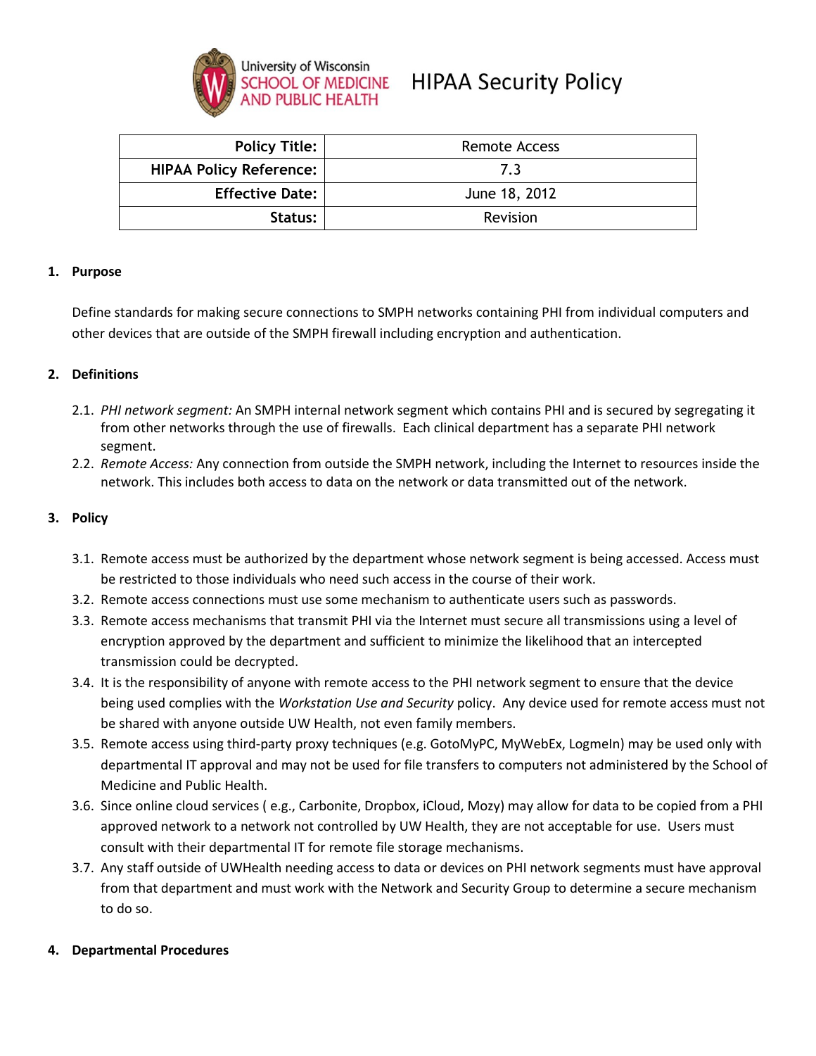University of Wisconsin
SCHOOL OF MEDICINE AND PUBLIC HEALTH

# HIPAA Security Policy

| | |
|---|---|
| **Policy Title:** | Remote Access |
| **HIPAA Policy Reference:** | 7.3 |
| **Effective Date:** | June 18, 2012 |
| **Status:** | Revision |

## 1. Purpose

Define standards for making secure connections to SMPH networks containing PHI from individual computers and other devices that are outside of the SMPH firewall including encryption and authentication.

## 2. Definitions

2.1. *PHI network segment:* An SMPH internal network segment which contains PHI and is secured by segregating it from other networks through the use of firewalls. Each clinical department has a separate PHI network segment.

2.2. *Remote Access:* Any connection from outside the SMPH network, including the Internet to resources inside the network. This includes both access to data on the network or data transmitted out of the network.

## 3. Policy

3.1. Remote access must be authorized by the department whose network segment is being accessed. Access must be restricted to those individuals who need such access in the course of their work.

3.2. Remote access connections must use some mechanism to authenticate users such as passwords.

3.3. Remote access mechanisms that transmit PHI via the Internet must secure all transmissions using a level of encryption approved by the department and sufficient to minimize the likelihood that an intercepted transmission could be decrypted.

3.4. It is the responsibility of anyone with remote access to the PHI network segment to ensure that the device being used complies with the *Workstation Use and Security* policy. Any device used for remote access must not be shared with anyone outside UW Health, not even family members.

3.5. Remote access using third-party proxy techniques (e.g. GotoMyPC, MyWebEx, LogmeIn) may be used only with departmental IT approval and may not be used for file transfers to computers not administered by the School of Medicine and Public Health.

3.6. Since online cloud services ( e.g., Carbonite, Dropbox, iCloud, Mozy) may allow for data to be copied from a PHI approved network to a network not controlled by UW Health, they are not acceptable for use. Users must consult with their departmental IT for remote file storage mechanisms.

3.7. Any staff outside of UWHealth needing access to data or devices on PHI network segments must have approval from that department and must work with the Network and Security Group to determine a secure mechanism to do so.

## 4. Departmental Procedures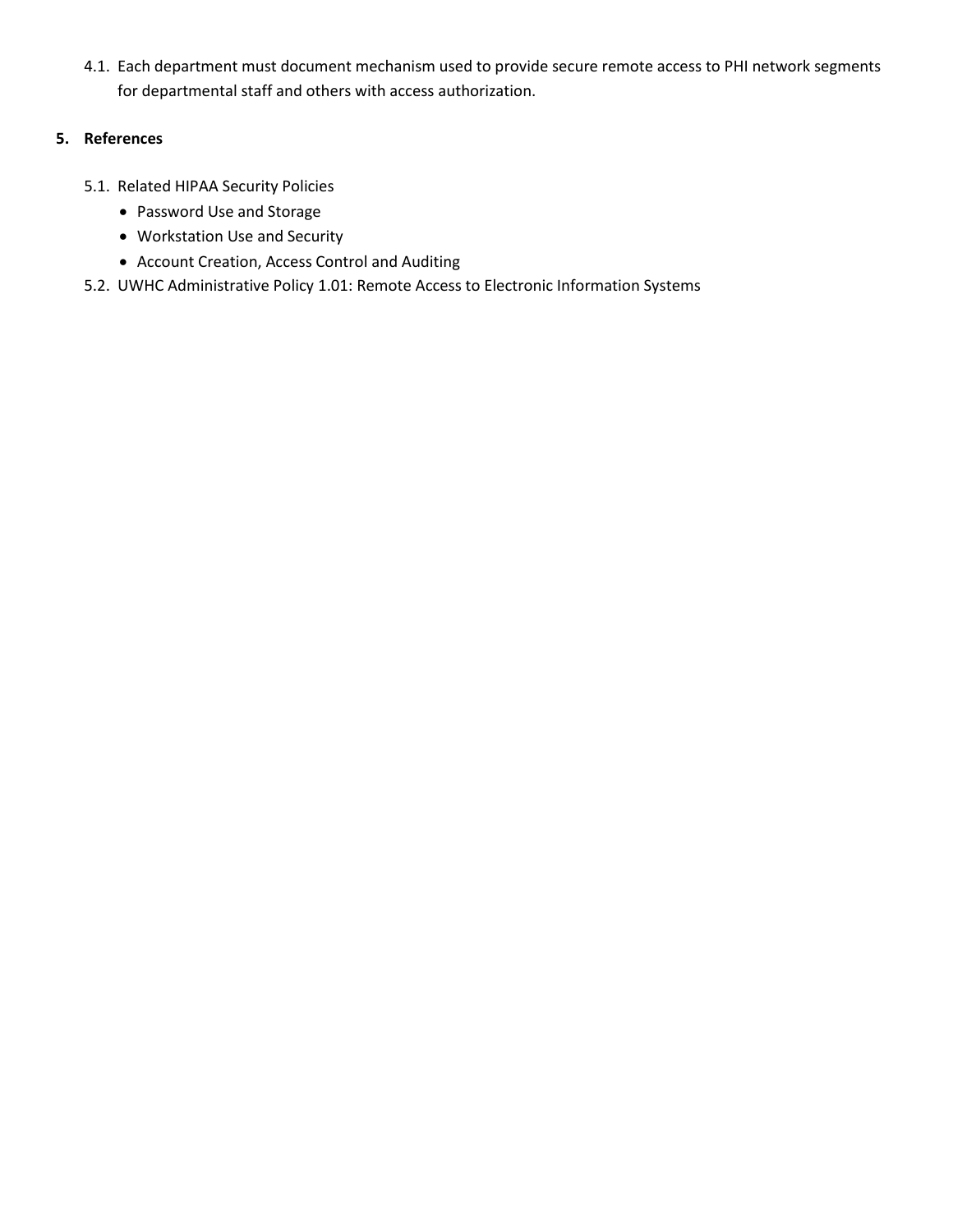4.1. Each department must document mechanism used to provide secure remote access to PHI network segments for departmental staff and others with access authorization.

## 5. References

5.1. Related HIPAA Security Policies

- Password Use and Storage
- Workstation Use and Security
- Account Creation, Access Control and Auditing

5.2. UWHC Administrative Policy 1.01: Remote Access to Electronic Information Systems